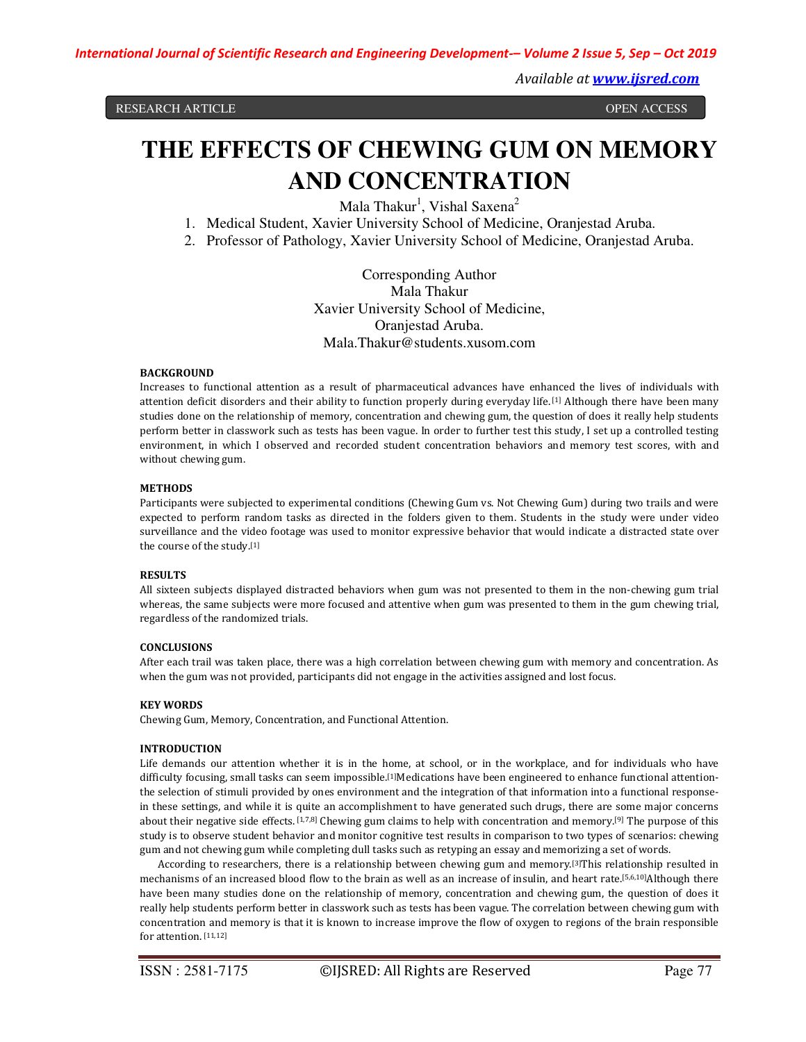RESEARCH ARTICLE OPEN ACCESS

# THE EFFECTS OF CHEWING GUM ON MEMORY AND CONCENTRATION

Mala Thakur[1], Vishal Saxena[2]

1. Medical Student, Xavier University School of Medicine, Oranjestad Aruba.
2. Professor of Pathology, Xavier University School of Medicine, Oranjestad Aruba.

Corresponding Author
Mala Thakur
Xavier University School of Medicine,
Oranjestad Aruba.
Mala.Thakur@students.xusom.com

**BACKGROUND**

Increases to functional attention as a result of pharmaceutical advances have enhanced the lives of individuals with attention deficit disorders and their ability to function properly during everyday life.[1] Although there have been many studies done on the relationship of memory, concentration and chewing gum, the question of does it really help students perform better in classwork such as tests has been vague. In order to further test this study, I set up a controlled testing environment, in which I observed and recorded student concentration behaviors and memory test scores, with and without chewing gum.

**METHODS**

Participants were subjected to experimental conditions (Chewing Gum vs. Not Chewing Gum) during two trails and were expected to perform random tasks as directed in the folders given to them. Students in the study were under video surveillance and the video footage was used to monitor expressive behavior that would indicate a distracted state over the course of the study.[1]

**RESULTS**

All sixteen subjects displayed distracted behaviors when gum was not presented to them in the non-chewing gum trial whereas, the same subjects were more focused and attentive when gum was presented to them in the gum chewing trial, regardless of the randomized trials.

**CONCLUSIONS**

After each trail was taken place, there was a high correlation between chewing gum with memory and concentration. As when the gum was not provided, participants did not engage in the activities assigned and lost focus.

**KEY WORDS**

Chewing Gum, Memory, Concentration, and Functional Attention.

**INTRODUCTION**

Life demands our attention whether it is in the home, at school, or in the workplace, and for individuals who have difficulty focusing, small tasks can seem impossible.[1]Medications have been engineered to enhance functional attention- the selection of stimuli provided by ones environment and the integration of that information into a functional response- in these settings, and while it is quite an accomplishment to have generated such drugs, there are some major concerns about their negative side effects. [1,7,8] Chewing gum claims to help with concentration and memory.[9] The purpose of this study is to observe student behavior and monitor cognitive test results in comparison to two types of scenarios: chewing gum and not chewing gum while completing dull tasks such as retyping an essay and memorizing a set of words.

According to researchers, there is a relationship between chewing gum and memory.[3]This relationship resulted in mechanisms of an increased blood flow to the brain as well as an increase of insulin, and heart rate.[5,6,10]Although there have been many studies done on the relationship of memory, concentration and chewing gum, the question of does it really help students perform better in classwork such as tests has been vague. The correlation between chewing gum with concentration and memory is that it is known to increase improve the flow of oxygen to regions of the brain responsible for attention. [11,12]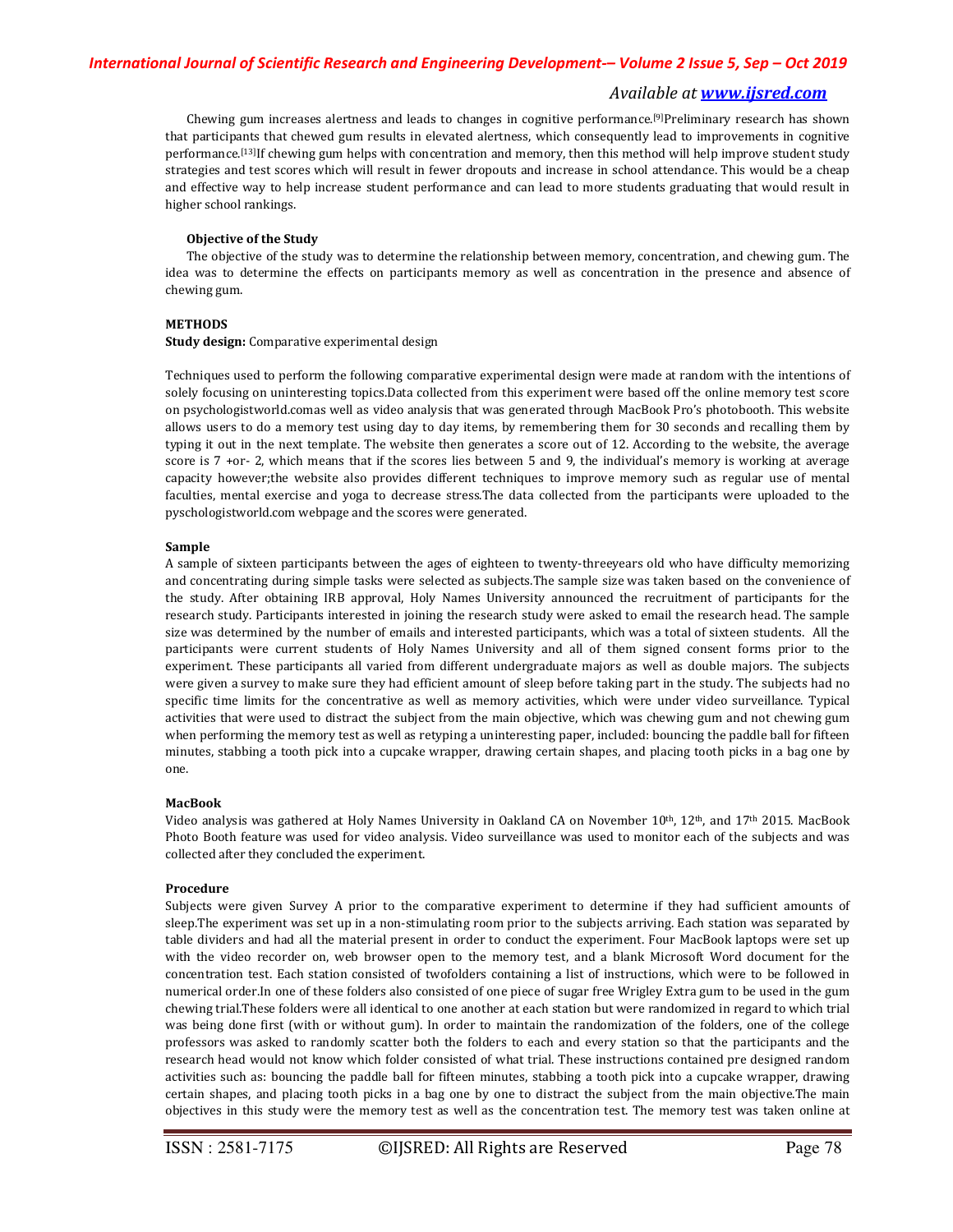Chewing gum increases alertness and leads to changes in cognitive performance.[9]Preliminary research has shown that participants that chewed gum results in elevated alertness, which consequently lead to improvements in cognitive performance.[13]If chewing gum helps with concentration and memory, then this method will help improve student study strategies and test scores which will result in fewer dropouts and increase in school attendance. This would be a cheap and effective way to help increase student performance and can lead to more students graduating that would result in higher school rankings.

**Objective of the Study**

The objective of the study was to determine the relationship between memory, concentration, and chewing gum. The idea was to determine the effects on participants memory as well as concentration in the presence and absence of chewing gum.

## METHODS

**Study design:** Comparative experimental design

Techniques used to perform the following comparative experimental design were made at random with the intentions of solely focusing on uninteresting topics.Data collected from this experiment were based off the online memory test score on psychologistworld.comas well as video analysis that was generated through MacBook Pro's photobooth. This website allows users to do a memory test using day to day items, by remembering them for 30 seconds and recalling them by typing it out in the next template. The website then generates a score out of 12. According to the website, the average score is 7 +or- 2, which means that if the scores lies between 5 and 9, the individual's memory is working at average capacity however;the website also provides different techniques to improve memory such as regular use of mental faculties, mental exercise and yoga to decrease stress.The data collected from the participants were uploaded to the pyschologistworld.com webpage and the scores were generated.

### Sample

A sample of sixteen participants between the ages of eighteen to twenty-threeyears old who have difficulty memorizing and concentrating during simple tasks were selected as subjects.The sample size was taken based on the convenience of the study. After obtaining IRB approval, Holy Names University announced the recruitment of participants for the research study. Participants interested in joining the research study were asked to email the research head. The sample size was determined by the number of emails and interested participants, which was a total of sixteen students. All the participants were current students of Holy Names University and all of them signed consent forms prior to the experiment. These participants all varied from different undergraduate majors as well as double majors. The subjects were given a survey to make sure they had efficient amount of sleep before taking part in the study. The subjects had no specific time limits for the concentrative as well as memory activities, which were under video surveillance. Typical activities that were used to distract the subject from the main objective, which was chewing gum and not chewing gum when performing the memory test as well as retyping a uninteresting paper, included: bouncing the paddle ball for fifteen minutes, stabbing a tooth pick into a cupcake wrapper, drawing certain shapes, and placing tooth picks in a bag one by one.

### MacBook

Video analysis was gathered at Holy Names University in Oakland CA on November 10th, 12th, and 17th 2015. MacBook Photo Booth feature was used for video analysis. Video surveillance was used to monitor each of the subjects and was collected after they concluded the experiment.

### Procedure

Subjects were given Survey A prior to the comparative experiment to determine if they had sufficient amounts of sleep.The experiment was set up in a non-stimulating room prior to the subjects arriving. Each station was separated by table dividers and had all the material present in order to conduct the experiment. Four MacBook laptops were set up with the video recorder on, web browser open to the memory test, and a blank Microsoft Word document for the concentration test. Each station consisted of twofolders containing a list of instructions, which were to be followed in numerical order.In one of these folders also consisted of one piece of sugar free Wrigley Extra gum to be used in the gum chewing trial.These folders were all identical to one another at each station but were randomized in regard to which trial was being done first (with or without gum). In order to maintain the randomization of the folders, one of the college professors was asked to randomly scatter both the folders to each and every station so that the participants and the research head would not know which folder consisted of what trial. These instructions contained pre designed random activities such as: bouncing the paddle ball for fifteen minutes, stabbing a tooth pick into a cupcake wrapper, drawing certain shapes, and placing tooth picks in a bag one by one to distract the subject from the main objective.The main objectives in this study were the memory test as well as the concentration test. The memory test was taken online at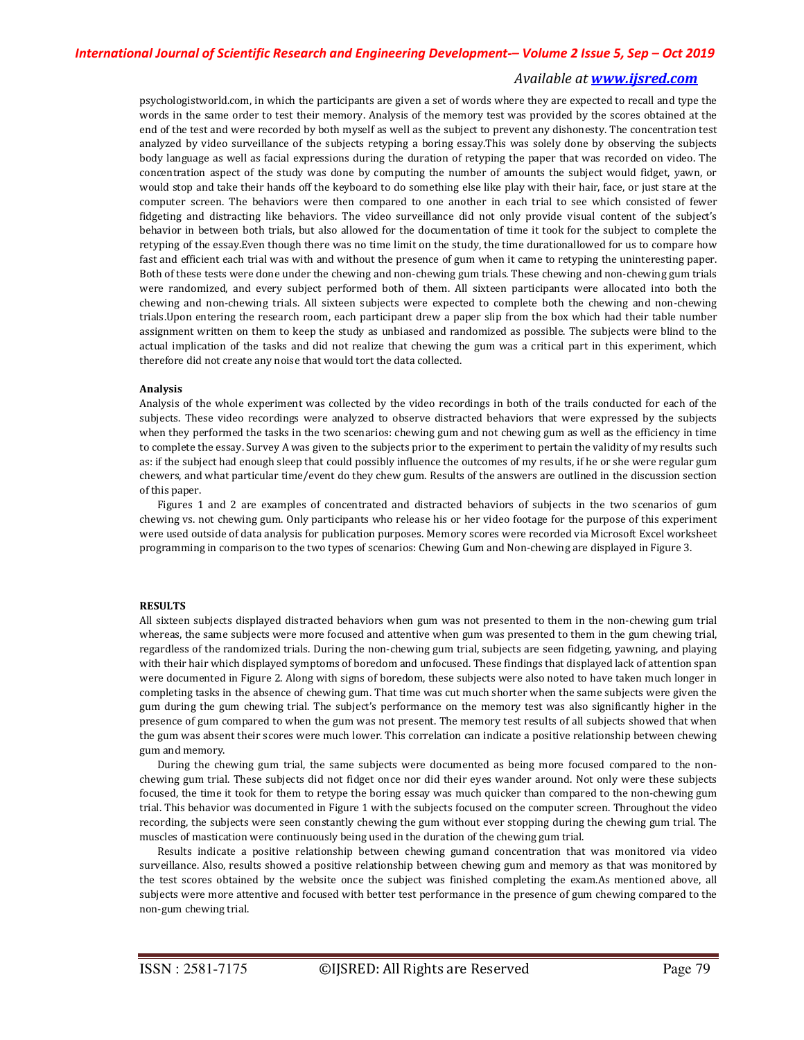psychologistworld.com, in which the participants are given a set of words where they are expected to recall and type the words in the same order to test their memory. Analysis of the memory test was provided by the scores obtained at the end of the test and were recorded by both myself as well as the subject to prevent any dishonesty. The concentration test analyzed by video surveillance of the subjects retyping a boring essay.This was solely done by observing the subjects body language as well as facial expressions during the duration of retyping the paper that was recorded on video. The concentration aspect of the study was done by computing the number of amounts the subject would fidget, yawn, or would stop and take their hands off the keyboard to do something else like play with their hair, face, or just stare at the computer screen. The behaviors were then compared to one another in each trial to see which consisted of fewer fidgeting and distracting like behaviors. The video surveillance did not only provide visual content of the subject's behavior in between both trials, but also allowed for the documentation of time it took for the subject to complete the retyping of the essay.Even though there was no time limit on the study, the time durationallowed for us to compare how fast and efficient each trial was with and without the presence of gum when it came to retyping the uninteresting paper. Both of these tests were done under the chewing and non-chewing gum trials. These chewing and non-chewing gum trials were randomized, and every subject performed both of them. All sixteen participants were allocated into both the chewing and non-chewing trials. All sixteen subjects were expected to complete both the chewing and non-chewing trials.Upon entering the research room, each participant drew a paper slip from the box which had their table number assignment written on them to keep the study as unbiased and randomized as possible. The subjects were blind to the actual implication of the tasks and did not realize that chewing the gum was a critical part in this experiment, which therefore did not create any noise that would tort the data collected.

**Analysis**

Analysis of the whole experiment was collected by the video recordings in both of the trails conducted for each of the subjects. These video recordings were analyzed to observe distracted behaviors that were expressed by the subjects when they performed the tasks in the two scenarios: chewing gum and not chewing gum as well as the efficiency in time to complete the essay. Survey A was given to the subjects prior to the experiment to pertain the validity of my results such as: if the subject had enough sleep that could possibly influence the outcomes of my results, if he or she were regular gum chewers, and what particular time/event do they chew gum. Results of the answers are outlined in the discussion section of this paper.

Figures 1 and 2 are examples of concentrated and distracted behaviors of subjects in the two scenarios of gum chewing vs. not chewing gum. Only participants who release his or her video footage for the purpose of this experiment were used outside of data analysis for publication purposes. Memory scores were recorded via Microsoft Excel worksheet programming in comparison to the two types of scenarios: Chewing Gum and Non-chewing are displayed in Figure 3.

## RESULTS

All sixteen subjects displayed distracted behaviors when gum was not presented to them in the non-chewing gum trial whereas, the same subjects were more focused and attentive when gum was presented to them in the gum chewing trial, regardless of the randomized trials. During the non-chewing gum trial, subjects are seen fidgeting, yawning, and playing with their hair which displayed symptoms of boredom and unfocused. These findings that displayed lack of attention span were documented in Figure 2. Along with signs of boredom, these subjects were also noted to have taken much longer in completing tasks in the absence of chewing gum. That time was cut much shorter when the same subjects were given the gum during the gum chewing trial. The subject's performance on the memory test was also significantly higher in the presence of gum compared to when the gum was not present. The memory test results of all subjects showed that when the gum was absent their scores were much lower. This correlation can indicate a positive relationship between chewing gum and memory.

During the chewing gum trial, the same subjects were documented as being more focused compared to the non-chewing gum trial. These subjects did not fidget once nor did their eyes wander around. Not only were these subjects focused, the time it took for them to retype the boring essay was much quicker than compared to the non-chewing gum trial. This behavior was documented in Figure 1 with the subjects focused on the computer screen. Throughout the video recording, the subjects were seen constantly chewing the gum without ever stopping during the chewing gum trial. The muscles of mastication were continuously being used in the duration of the chewing gum trial.

Results indicate a positive relationship between chewing gumand concentration that was monitored via video surveillance. Also, results showed a positive relationship between chewing gum and memory as that was monitored by the test scores obtained by the website once the subject was finished completing the exam.As mentioned above, all subjects were more attentive and focused with better test performance in the presence of gum chewing compared to the non-gum chewing trial.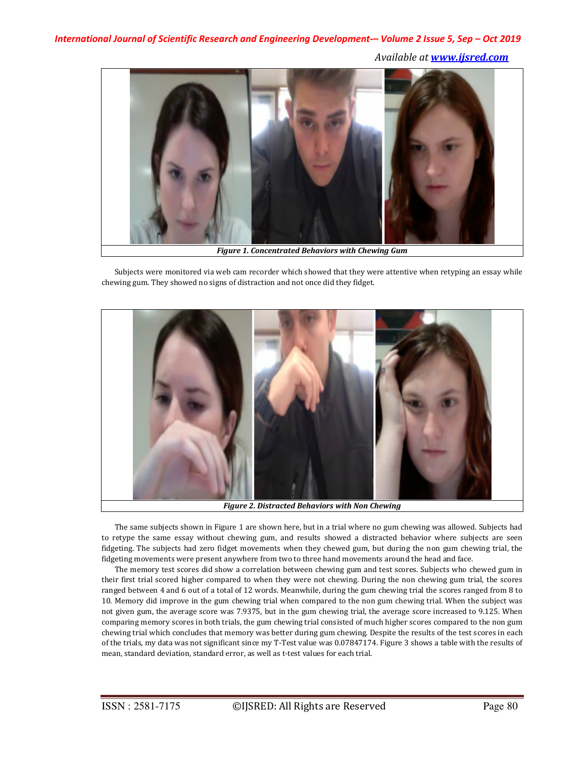*Figure 1. Concentrated Behaviors with Chewing Gum*

Subjects were monitored via web cam recorder which showed that they were attentive when retyping an essay while chewing gum. They showed no signs of distraction and not once did they fidget.

*Figure 2. Distracted Behaviors with Non Chewing*

The same subjects shown in Figure 1 are shown here, but in a trial where no gum chewing was allowed. Subjects had to retype the same essay without chewing gum, and results showed a distracted behavior where subjects are seen fidgeting. The subjects had zero fidget movements when they chewed gum, but during the non gum chewing trial, the fidgeting movements were present anywhere from two to three hand movements around the head and face.

The memory test scores did show a correlation between chewing gum and test scores. Subjects who chewed gum in their first trial scored higher compared to when they were not chewing. During the non chewing gum trial, the scores ranged between 4 and 6 out of a total of 12 words. Meanwhile, during the gum chewing trial the scores ranged from 8 to 10. Memory did improve in the gum chewing trial when compared to the non gum chewing trial. When the subject was not given gum, the average score was 7.9375, but in the gum chewing trial, the average score increased to 9.125. When comparing memory scores in both trials, the gum chewing trial consisted of much higher scores compared to the non gum chewing trial which concludes that memory was better during gum chewing. Despite the results of the test scores in each of the trials, my data was not significant since my T-Test value was 0.07847174. Figure 3 shows a table with the results of mean, standard deviation, standard error, as well as t-test values for each trial.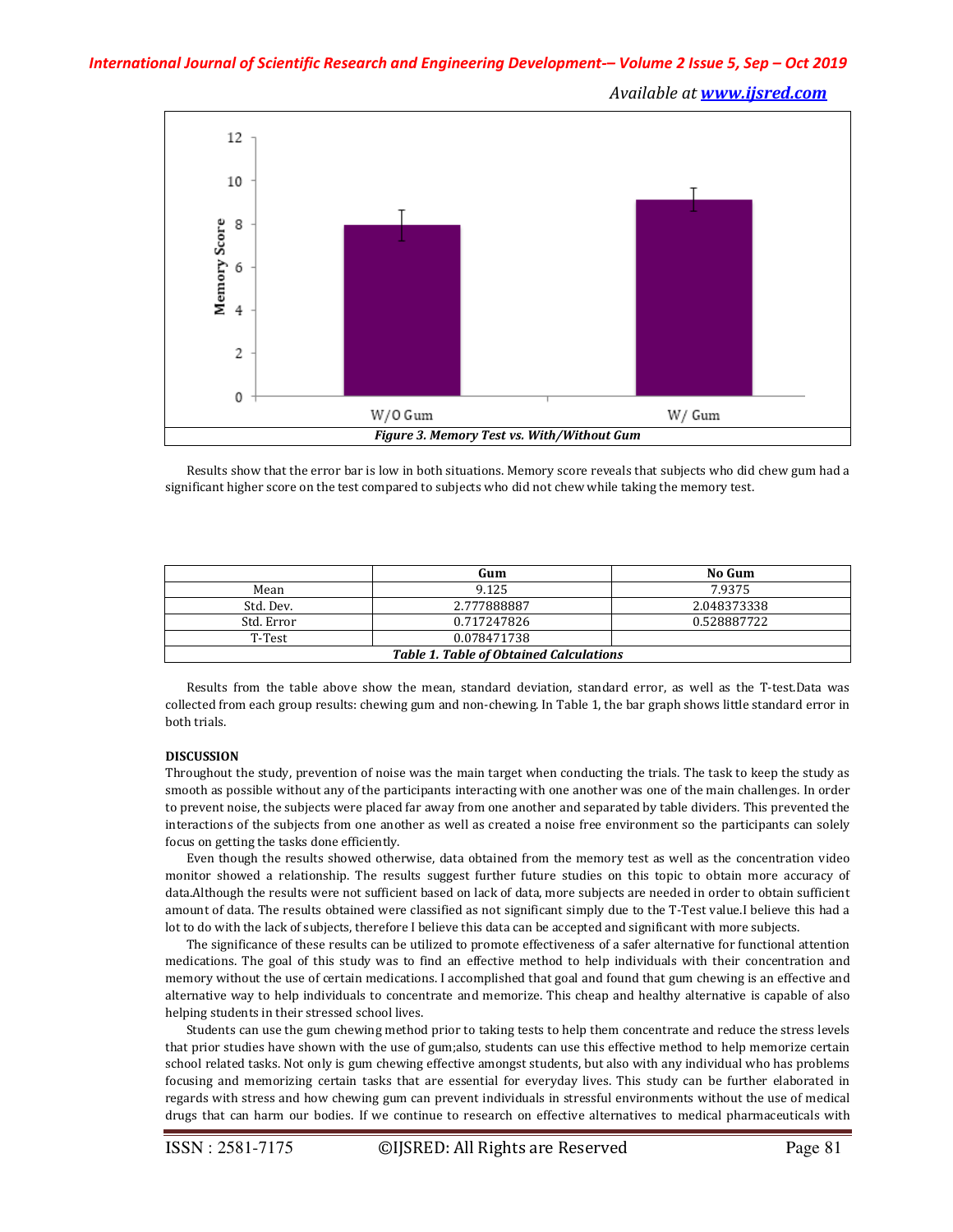Figure 3. Memory Test vs. With/Without Gum

Results show that the error bar is low in both situations. Memory score reveals that subjects who did chew gum had a significant higher score on the test compared to subjects who did not chew while taking the memory test.

| | Gum | No Gum |
|---|---|---|
| Mean | 9.125 | 7.9375 |
| Std. Dev. | 2.777888887 | 2.048373338 |
| Std. Error | 0.717247826 | 0.528887722 |
| T-Test | 0.078471738 | |

*Table 1. Table of Obtained Calculations*

Results from the table above show the mean, standard deviation, standard error, as well as the T-test.Data was collected from each group results: chewing gum and non-chewing. In Table 1, the bar graph shows little standard error in both trials.

**DISCUSSION**

Throughout the study, prevention of noise was the main target when conducting the trials. The task to keep the study as smooth as possible without any of the participants interacting with one another was one of the main challenges. In order to prevent noise, the subjects were placed far away from one another and separated by table dividers. This prevented the interactions of the subjects from one another as well as created a noise free environment so the participants can solely focus on getting the tasks done efficiently.

Even though the results showed otherwise, data obtained from the memory test as well as the concentration video monitor showed a relationship. The results suggest further future studies on this topic to obtain more accuracy of data.Although the results were not sufficient based on lack of data, more subjects are needed in order to obtain sufficient amount of data. The results obtained were classified as not significant simply due to the T-Test value.I believe this had a lot to do with the lack of subjects, therefore I believe this data can be accepted and significant with more subjects.

The significance of these results can be utilized to promote effectiveness of a safer alternative for functional attention medications. The goal of this study was to find an effective method to help individuals with their concentration and memory without the use of certain medications. I accomplished that goal and found that gum chewing is an effective and alternative way to help individuals to concentrate and memorize. This cheap and healthy alternative is capable of also helping students in their stressed school lives.

Students can use the gum chewing method prior to taking tests to help them concentrate and reduce the stress levels that prior studies have shown with the use of gum;also, students can use this effective method to help memorize certain school related tasks. Not only is gum chewing effective amongst students, but also with any individual who has problems focusing and memorizing certain tasks that are essential for everyday lives. This study can be further elaborated in regards with stress and how chewing gum can prevent individuals in stressful environments without the use of medical drugs that can harm our bodies. If we continue to research on effective alternatives to medical pharmaceuticals with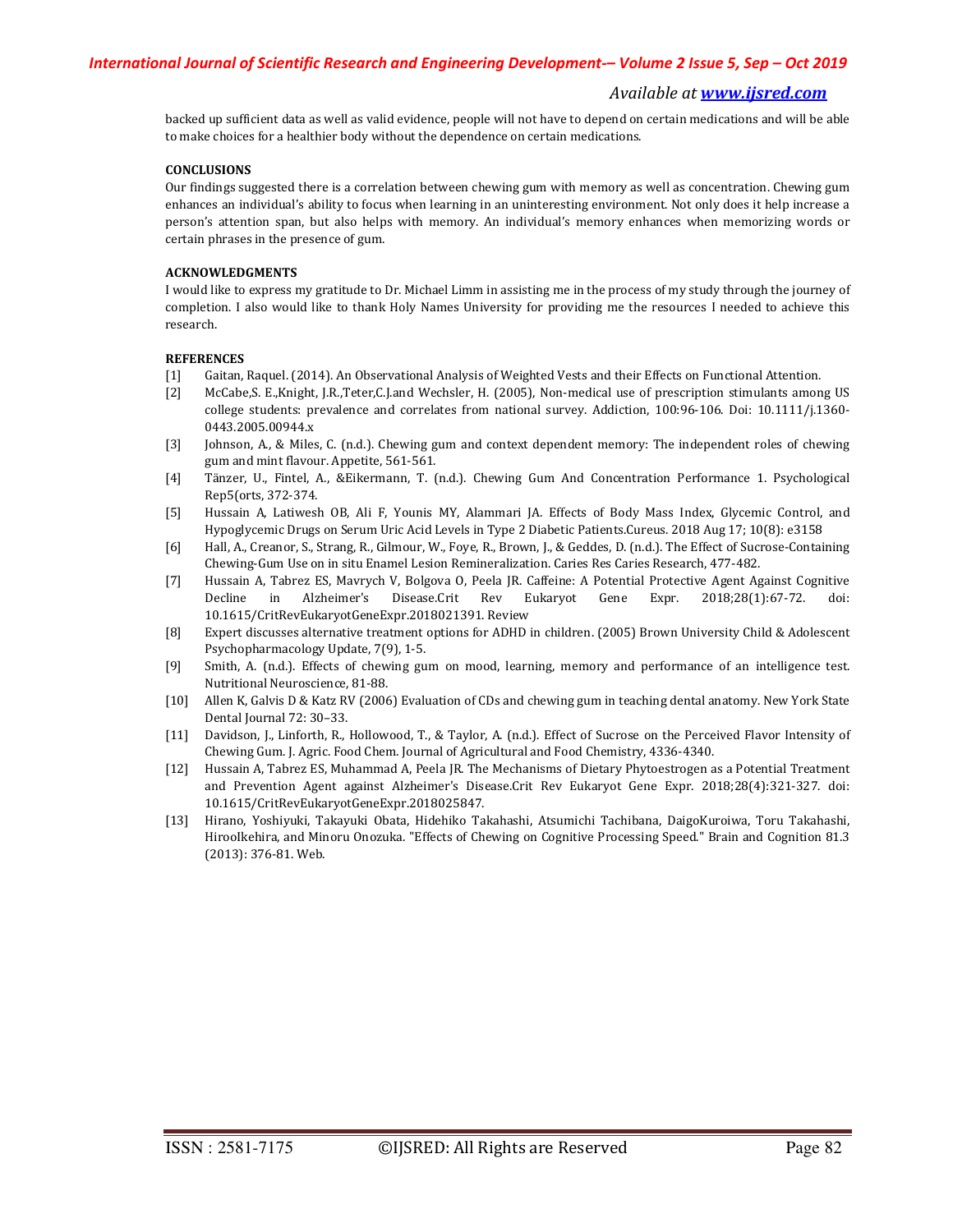backed up sufficient data as well as valid evidence, people will not have to depend on certain medications and will be able to make choices for a healthier body without the dependence on certain medications.

#### CONCLUSIONS

Our findings suggested there is a correlation between chewing gum with memory as well as concentration. Chewing gum enhances an individual's ability to focus when learning in an uninteresting environment. Not only does it help increase a person's attention span, but also helps with memory. An individual's memory enhances when memorizing words or certain phrases in the presence of gum.

#### ACKNOWLEDGMENTS

I would like to express my gratitude to Dr. Michael Limm in assisting me in the process of my study through the journey of completion. I also would like to thank Holy Names University for providing me the resources I needed to achieve this research.

#### REFERENCES

[1] Gaitan, Raquel. (2014). An Observational Analysis of Weighted Vests and their Effects on Functional Attention.

[2] McCabe,S. E.,Knight, J.R.,Teter,C.J.and Wechsler, H. (2005), Non-medical use of prescription stimulants among US college students: prevalence and correlates from national survey. Addiction, 100:96-106. Doi: 10.1111/j.1360-0443.2005.00944.x

[3] Johnson, A., & Miles, C. (n.d.). Chewing gum and context dependent memory: The independent roles of chewing gum and mint flavour. Appetite, 561-561.

[4] Tänzer, U., Fintel, A., &Eikermann, T. (n.d.). Chewing Gum And Concentration Performance 1. Psychological Rep5(orts, 372-374.

[5] Hussain A, Latiwesh OB, Ali F, Younis MY, Alammari JA. Effects of Body Mass Index, Glycemic Control, and Hypoglycemic Drugs on Serum Uric Acid Levels in Type 2 Diabetic Patients.Cureus. 2018 Aug 17; 10(8): e3158

[6] Hall, A., Creanor, S., Strang, R., Gilmour, W., Foye, R., Brown, J., & Geddes, D. (n.d.). The Effect of Sucrose-Containing Chewing-Gum Use on in situ Enamel Lesion Remineralization. Caries Res Caries Research, 477-482.

[7] Hussain A, Tabrez ES, Mavrych V, Bolgova O, Peela JR. Caffeine: A Potential Protective Agent Against Cognitive Decline in Alzheimer's Disease.Crit Rev Eukaryot Gene Expr. 2018;28(1):67-72. doi: 10.1615/CritRevEukaryotGeneExpr.2018021391. Review

[8] Expert discusses alternative treatment options for ADHD in children. (2005) Brown University Child & Adolescent Psychopharmacology Update, 7(9), 1-5.

[9] Smith, A. (n.d.). Effects of chewing gum on mood, learning, memory and performance of an intelligence test. Nutritional Neuroscience, 81-88.

[10] Allen K, Galvis D & Katz RV (2006) Evaluation of CDs and chewing gum in teaching dental anatomy. New York State Dental Journal 72: 30–33.

[11] Davidson, J., Linforth, R., Hollowood, T., & Taylor, A. (n.d.). Effect of Sucrose on the Perceived Flavor Intensity of Chewing Gum. J. Agric. Food Chem. Journal of Agricultural and Food Chemistry, 4336-4340.

[12] Hussain A, Tabrez ES, Muhammad A, Peela JR. The Mechanisms of Dietary Phytoestrogen as a Potential Treatment and Prevention Agent against Alzheimer's Disease.Crit Rev Eukaryot Gene Expr. 2018;28(4):321-327. doi: 10.1615/CritRevEukaryotGeneExpr.2018025847.

[13] Hirano, Yoshiyuki, Takayuki Obata, Hidehiko Takahashi, Atsumichi Tachibana, DaigoKuroiwa, Toru Takahashi, HirooIkehira, and Minoru Onozuka. "Effects of Chewing on Cognitive Processing Speed." Brain and Cognition 81.3 (2013): 376-81. Web.